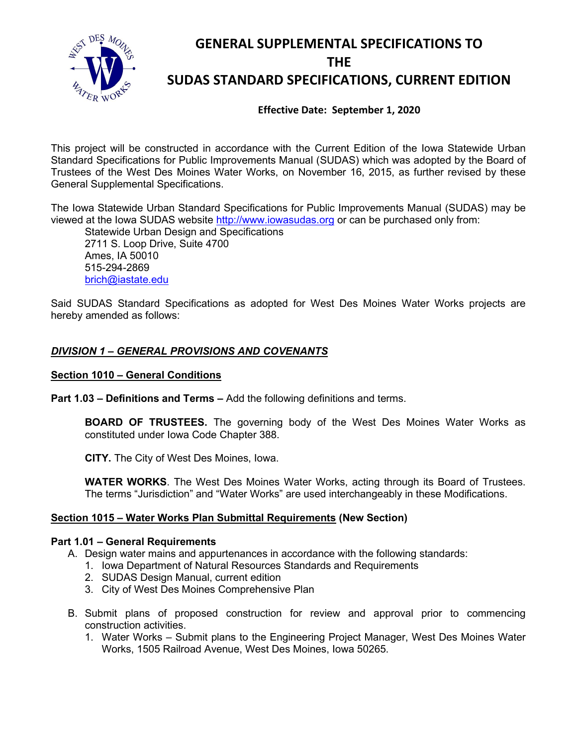# GENERAL SUPPLEMENTAL SPECIFICATIONS TO THE SUDAS STANDARD SPECIFICATIONS, CURRENT EDITION

**Effective Date: September 1, 2020**

This project will be constructed in accordance with the Current Edition of the Iowa Statewide Urban Standard Specifications for Public Improvements Manual (SUDAS) which was adopted by the Board of Trustees of the West Des Moines Water Works, on November 16, 2015, as further revised by these General Supplemental Specifications.

The Iowa Statewide Urban Standard Specifications for Public Improvements Manual (SUDAS) may be viewed at the Iowa SUDAS website http://www.iowasudas.org or can be purchased only from:

Statewide Urban Design and Specifications
2711 S. Loop Drive, Suite 4700
Ames, IA 50010
515-294-2869
brich@iastate.edu

Said SUDAS Standard Specifications as adopted for West Des Moines Water Works projects are hereby amended as follows:

## *DIVISION 1 – GENERAL PROVISIONS AND COVENANTS*

### Section 1010 – General Conditions

**Part 1.03 – Definitions and Terms –** Add the following definitions and terms.

**BOARD OF TRUSTEES.** The governing body of the West Des Moines Water Works as constituted under Iowa Code Chapter 388.

**CITY.** The City of West Des Moines, Iowa.

**WATER WORKS**. The West Des Moines Water Works, acting through its Board of Trustees. The terms "Jurisdiction" and "Water Works" are used interchangeably in these Modifications.

### Section 1015 – Water Works Plan Submittal Requirements (New Section)

**Part 1.01 – General Requirements**

A. Design water mains and appurtenances in accordance with the following standards:
   1. Iowa Department of Natural Resources Standards and Requirements
   2. SUDAS Design Manual, current edition
   3. City of West Des Moines Comprehensive Plan

B. Submit plans of proposed construction for review and approval prior to commencing construction activities.
   1. Water Works – Submit plans to the Engineering Project Manager, West Des Moines Water Works, 1505 Railroad Avenue, West Des Moines, Iowa 50265.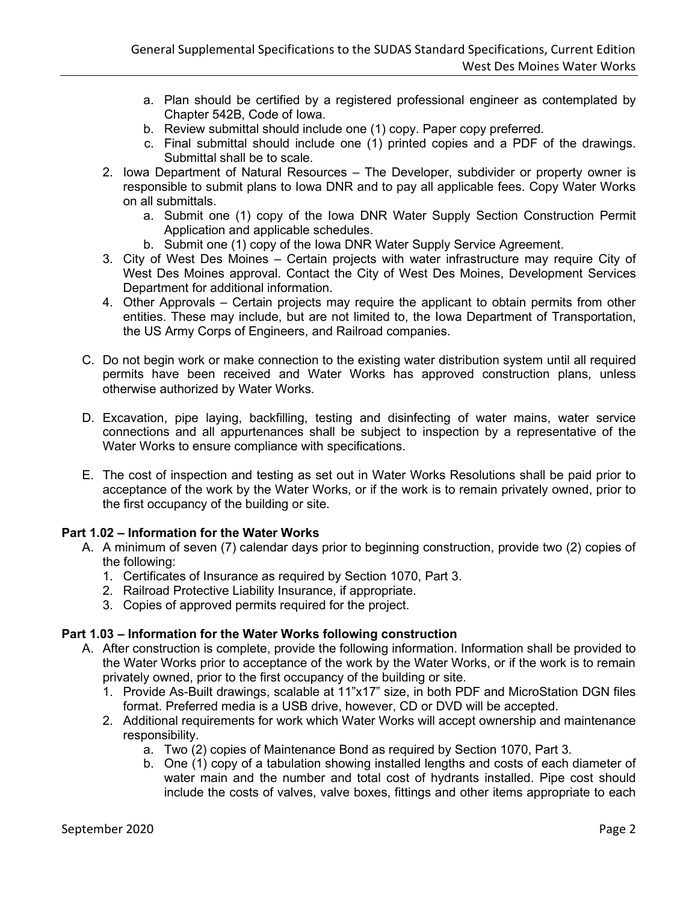a. Plan should be certified by a registered professional engineer as contemplated by Chapter 542B, Code of Iowa.
   b. Review submittal should include one (1) copy. Paper copy preferred.
   c. Final submittal should include one (1) printed copies and a PDF of the drawings. Submittal shall be to scale.
2. Iowa Department of Natural Resources – The Developer, subdivider or property owner is responsible to submit plans to Iowa DNR and to pay all applicable fees. Copy Water Works on all submittals.
   a. Submit one (1) copy of the Iowa DNR Water Supply Section Construction Permit Application and applicable schedules.
   b. Submit one (1) copy of the Iowa DNR Water Supply Service Agreement.
3. City of West Des Moines – Certain projects with water infrastructure may require City of West Des Moines approval. Contact the City of West Des Moines, Development Services Department for additional information.
4. Other Approvals – Certain projects may require the applicant to obtain permits from other entities. These may include, but are not limited to, the Iowa Department of Transportation, the US Army Corps of Engineers, and Railroad companies.

C. Do not begin work or make connection to the existing water distribution system until all required permits have been received and Water Works has approved construction plans, unless otherwise authorized by Water Works.

D. Excavation, pipe laying, backfilling, testing and disinfecting of water mains, water service connections and all appurtenances shall be subject to inspection by a representative of the Water Works to ensure compliance with specifications.

E. The cost of inspection and testing as set out in Water Works Resolutions shall be paid prior to acceptance of the work by the Water Works, or if the work is to remain privately owned, prior to the first occupancy of the building or site.

**Part 1.02 – Information for the Water Works**

A. A minimum of seven (7) calendar days prior to beginning construction, provide two (2) copies of the following:
   1. Certificates of Insurance as required by Section 1070, Part 3.
   2. Railroad Protective Liability Insurance, if appropriate.
   3. Copies of approved permits required for the project.

**Part 1.03 – Information for the Water Works following construction**

A. After construction is complete, provide the following information. Information shall be provided to the Water Works prior to acceptance of the work by the Water Works, or if the work is to remain privately owned, prior to the first occupancy of the building or site.
   1. Provide As-Built drawings, scalable at 11"x17" size, in both PDF and MicroStation DGN files format. Preferred media is a USB drive, however, CD or DVD will be accepted.
   2. Additional requirements for work which Water Works will accept ownership and maintenance responsibility.
      a. Two (2) copies of Maintenance Bond as required by Section 1070, Part 3.
      b. One (1) copy of a tabulation showing installed lengths and costs of each diameter of water main and the number and total cost of hydrants installed. Pipe cost should include the costs of valves, valve boxes, fittings and other items appropriate to each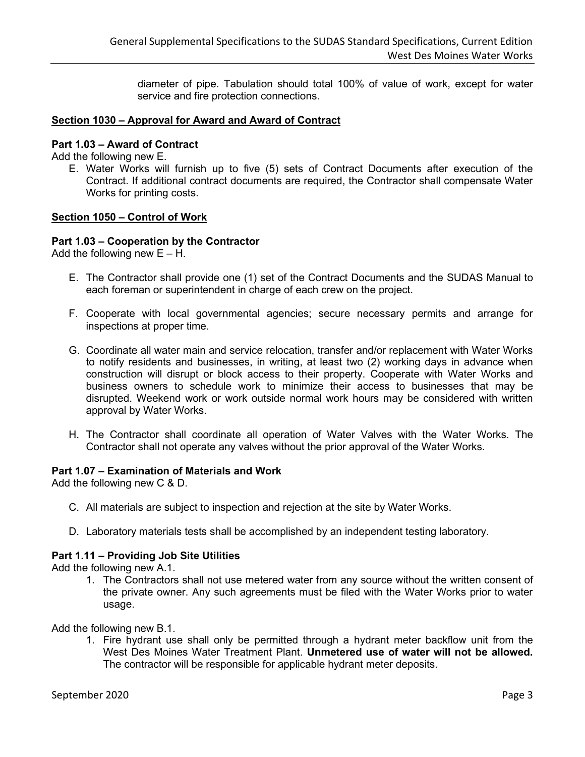diameter of pipe. Tabulation should total 100% of value of work, except for water service and fire protection connections.

**<u>Section 1030 – Approval for Award and Award of Contract</u>**

**Part 1.03 – Award of Contract**

Add the following new E.

E. Water Works will furnish up to five (5) sets of Contract Documents after execution of the Contract. If additional contract documents are required, the Contractor shall compensate Water Works for printing costs.

**<u>Section 1050 – Control of Work</u>**

**Part 1.03 – Cooperation by the Contractor**

Add the following new E – H.

E. The Contractor shall provide one (1) set of the Contract Documents and the SUDAS Manual to each foreman or superintendent in charge of each crew on the project.

F. Cooperate with local governmental agencies; secure necessary permits and arrange for inspections at proper time.

G. Coordinate all water main and service relocation, transfer and/or replacement with Water Works to notify residents and businesses, in writing, at least two (2) working days in advance when construction will disrupt or block access to their property. Cooperate with Water Works and business owners to schedule work to minimize their access to businesses that may be disrupted. Weekend work or work outside normal work hours may be considered with written approval by Water Works.

H. The Contractor shall coordinate all operation of Water Valves with the Water Works. The Contractor shall not operate any valves without the prior approval of the Water Works.

**Part 1.07 – Examination of Materials and Work**

Add the following new C & D.

C. All materials are subject to inspection and rejection at the site by Water Works.

D. Laboratory materials tests shall be accomplished by an independent testing laboratory.

**Part 1.11 – Providing Job Site Utilities**

Add the following new A.1.

1. The Contractors shall not use metered water from any source without the written consent of the private owner. Any such agreements must be filed with the Water Works prior to water usage.

Add the following new B.1.

1. Fire hydrant use shall only be permitted through a hydrant meter backflow unit from the West Des Moines Water Treatment Plant. **Unmetered use of water will not be allowed.** The contractor will be responsible for applicable hydrant meter deposits.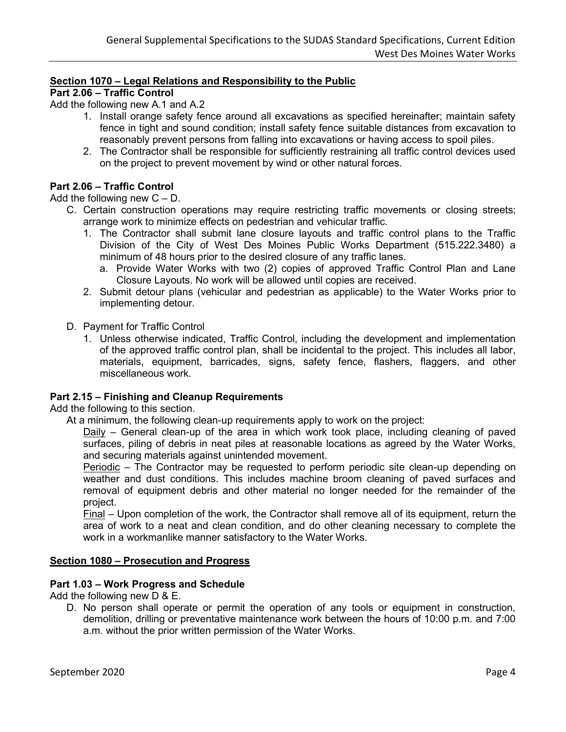## <u>Section 1070 – Legal Relations and Responsibility to the Public</u>

### Part 2.06 – Traffic Control

Add the following new A.1 and A.2

1. Install orange safety fence around all excavations as specified hereinafter; maintain safety fence in tight and sound condition; install safety fence suitable distances from excavation to reasonably prevent persons from falling into excavations or having access to spoil piles.
2. The Contractor shall be responsible for sufficiently restraining all traffic control devices used on the project to prevent movement by wind or other natural forces.

### Part 2.06 – Traffic Control

Add the following new C – D.

C. Certain construction operations may require restricting traffic movements or closing streets; arrange work to minimize effects on pedestrian and vehicular traffic.

1. The Contractor shall submit lane closure layouts and traffic control plans to the Traffic Division of the City of West Des Moines Public Works Department (515.222.3480) a minimum of 48 hours prior to the desired closure of any traffic lanes.
   a. Provide Water Works with two (2) copies of approved Traffic Control Plan and Lane Closure Layouts. No work will be allowed until copies are received.
2. Submit detour plans (vehicular and pedestrian as applicable) to the Water Works prior to implementing detour.

D. Payment for Traffic Control

1. Unless otherwise indicated, Traffic Control, including the development and implementation of the approved traffic control plan, shall be incidental to the project. This includes all labor, materials, equipment, barricades, signs, safety fence, flashers, flaggers, and other miscellaneous work.

### Part 2.15 – Finishing and Cleanup Requirements

Add the following to this section.

At a minimum, the following clean-up requirements apply to work on the project:

<u>Daily</u> – General clean-up of the area in which work took place, including cleaning of paved surfaces, piling of debris in neat piles at reasonable locations as agreed by the Water Works, and securing materials against unintended movement.

<u>Periodic</u> – The Contractor may be requested to perform periodic site clean-up depending on weather and dust conditions. This includes machine broom cleaning of paved surfaces and removal of equipment debris and other material no longer needed for the remainder of the project.

<u>Final</u> – Upon completion of the work, the Contractor shall remove all of its equipment, return the area of work to a neat and clean condition, and do other cleaning necessary to complete the work in a workmanlike manner satisfactory to the Water Works.

## <u>Section 1080 – Prosecution and Progress</u>

### Part 1.03 – Work Progress and Schedule

Add the following new D & E.

D. No person shall operate or permit the operation of any tools or equipment in construction, demolition, drilling or preventative maintenance work between the hours of 10:00 p.m. and 7:00 a.m. without the prior written permission of the Water Works.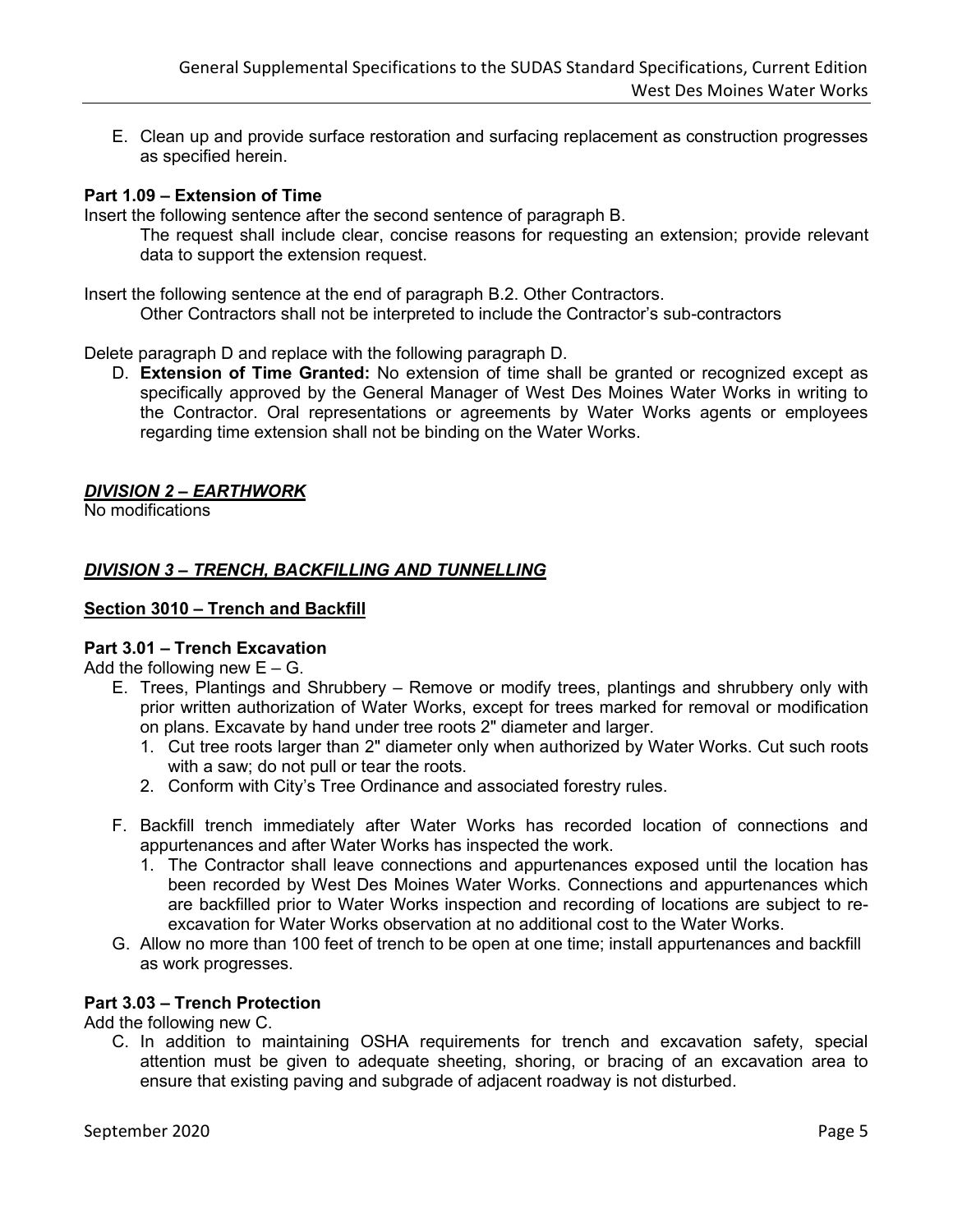E. Clean up and provide surface restoration and surfacing replacement as construction progresses as specified herein.

**Part 1.09 – Extension of Time**

Insert the following sentence after the second sentence of paragraph B.

The request shall include clear, concise reasons for requesting an extension; provide relevant data to support the extension request.

Insert the following sentence at the end of paragraph B.2. Other Contractors.

Other Contractors shall not be interpreted to include the Contractor's sub-contractors

Delete paragraph D and replace with the following paragraph D.

D. **Extension of Time Granted:** No extension of time shall be granted or recognized except as specifically approved by the General Manager of West Des Moines Water Works in writing to the Contractor. Oral representations or agreements by Water Works agents or employees regarding time extension shall not be binding on the Water Works.

## ***DIVISION 2 – EARTHWORK***

No modifications

## ***DIVISION 3 – TRENCH, BACKFILLING AND TUNNELLING***

### **Section 3010 – Trench and Backfill**

**Part 3.01 – Trench Excavation**

Add the following new E – G.

E. Trees, Plantings and Shrubbery – Remove or modify trees, plantings and shrubbery only with prior written authorization of Water Works, except for trees marked for removal or modification on plans. Excavate by hand under tree roots 2" diameter and larger.
   1. Cut tree roots larger than 2" diameter only when authorized by Water Works. Cut such roots with a saw; do not pull or tear the roots.
   2. Conform with City's Tree Ordinance and associated forestry rules.

F. Backfill trench immediately after Water Works has recorded location of connections and appurtenances and after Water Works has inspected the work.
   1. The Contractor shall leave connections and appurtenances exposed until the location has been recorded by West Des Moines Water Works. Connections and appurtenances which are backfilled prior to Water Works inspection and recording of locations are subject to re-excavation for Water Works observation at no additional cost to the Water Works.

G. Allow no more than 100 feet of trench to be open at one time; install appurtenances and backfill as work progresses.

**Part 3.03 – Trench Protection**

Add the following new C.

C. In addition to maintaining OSHA requirements for trench and excavation safety, special attention must be given to adequate sheeting, shoring, or bracing of an excavation area to ensure that existing paving and subgrade of adjacent roadway is not disturbed.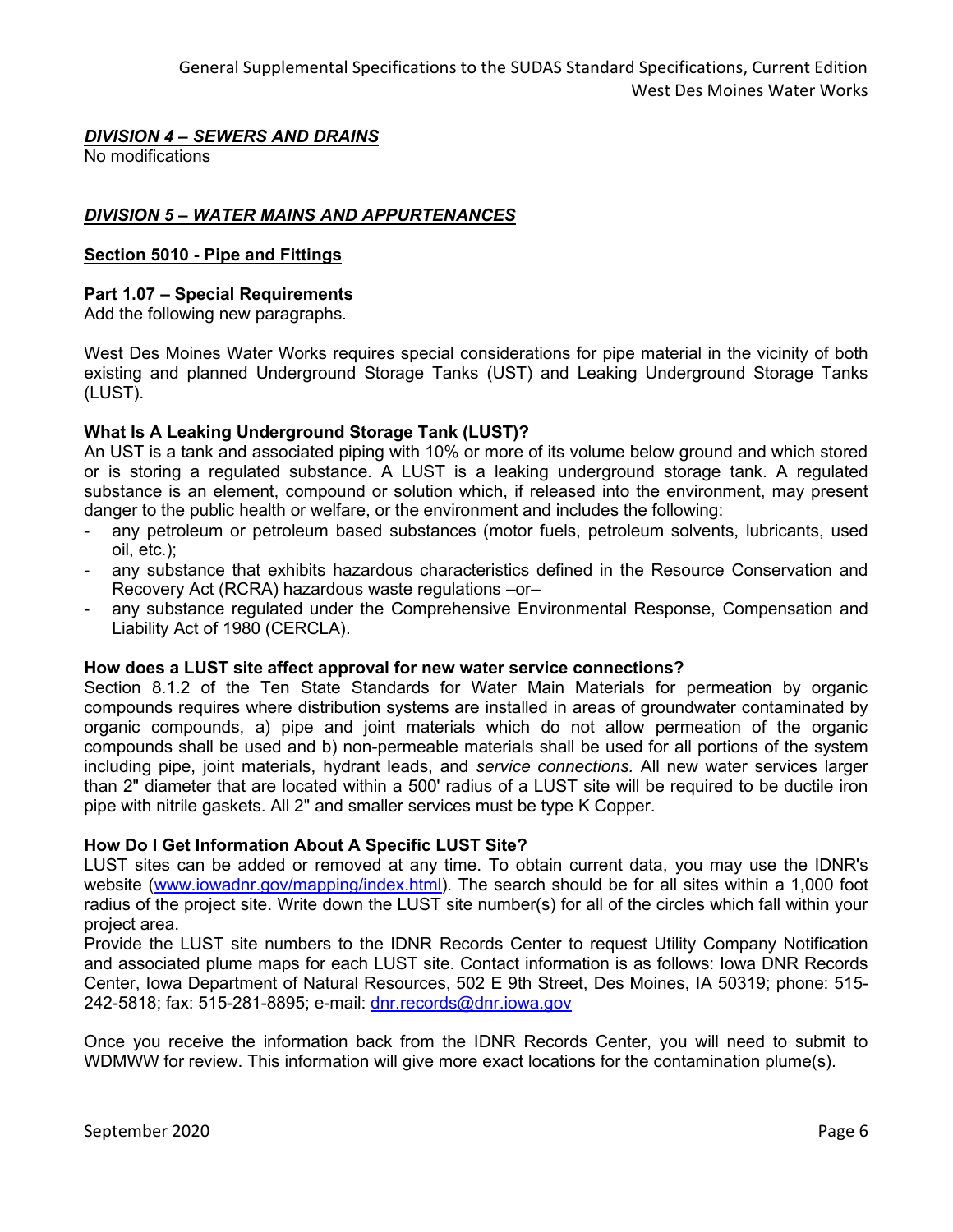## *DIVISION 4 – SEWERS AND DRAINS*

No modifications

## *DIVISION 5 – WATER MAINS AND APPURTENANCES*

### Section 5010 - Pipe and Fittings

**Part 1.07 – Special Requirements**

Add the following new paragraphs.

West Des Moines Water Works requires special considerations for pipe material in the vicinity of both existing and planned Underground Storage Tanks (UST) and Leaking Underground Storage Tanks (LUST).

**What Is A Leaking Underground Storage Tank (LUST)?**

An UST is a tank and associated piping with 10% or more of its volume below ground and which stored or is storing a regulated substance. A LUST is a leaking underground storage tank. A regulated substance is an element, compound or solution which, if released into the environment, may present danger to the public health or welfare, or the environment and includes the following:

- any petroleum or petroleum based substances (motor fuels, petroleum solvents, lubricants, used oil, etc.);
- any substance that exhibits hazardous characteristics defined in the Resource Conservation and Recovery Act (RCRA) hazardous waste regulations –or–
- any substance regulated under the Comprehensive Environmental Response, Compensation and Liability Act of 1980 (CERCLA).

**How does a LUST site affect approval for new water service connections?**

Section 8.1.2 of the Ten State Standards for Water Main Materials for permeation by organic compounds requires where distribution systems are installed in areas of groundwater contaminated by organic compounds, a) pipe and joint materials which do not allow permeation of the organic compounds shall be used and b) non-permeable materials shall be used for all portions of the system including pipe, joint materials, hydrant leads, and *service connections.* All new water services larger than 2" diameter that are located within a 500' radius of a LUST site will be required to be ductile iron pipe with nitrile gaskets. All 2" and smaller services must be type K Copper.

**How Do I Get Information About A Specific LUST Site?**

LUST sites can be added or removed at any time. To obtain current data, you may use the IDNR's website (www.iowadnr.gov/mapping/index.html). The search should be for all sites within a 1,000 foot radius of the project site. Write down the LUST site number(s) for all of the circles which fall within your project area.

Provide the LUST site numbers to the IDNR Records Center to request Utility Company Notification and associated plume maps for each LUST site. Contact information is as follows: Iowa DNR Records Center, Iowa Department of Natural Resources, 502 E 9th Street, Des Moines, IA 50319; phone: 515-242-5818; fax: 515-281-8895; e-mail: dnr.records@dnr.iowa.gov

Once you receive the information back from the IDNR Records Center, you will need to submit to WDMWW for review. This information will give more exact locations for the contamination plume(s).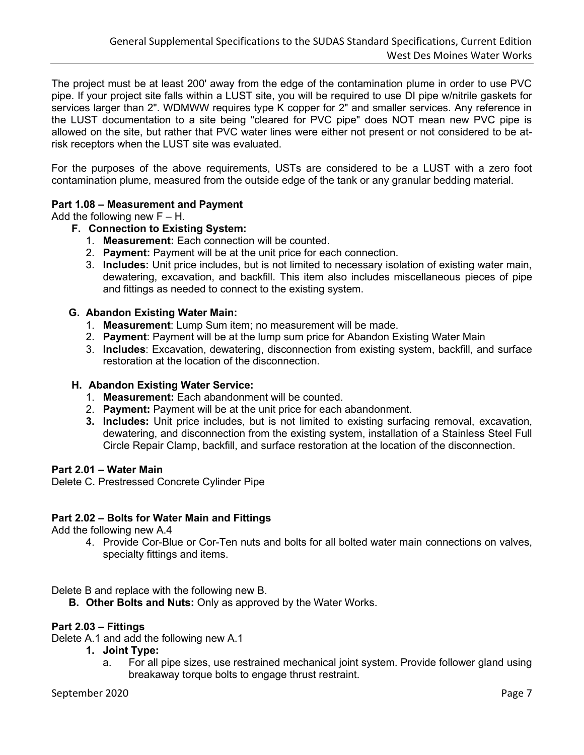The project must be at least 200' away from the edge of the contamination plume in order to use PVC pipe. If your project site falls within a LUST site, you will be required to use DI pipe w/nitrile gaskets for services larger than 2". WDMWW requires type K copper for 2" and smaller services. Any reference in the LUST documentation to a site being "cleared for PVC pipe" does NOT mean new PVC pipe is allowed on the site, but rather that PVC water lines were either not present or not considered to be at-risk receptors when the LUST site was evaluated.

For the purposes of the above requirements, USTs are considered to be a LUST with a zero foot contamination plume, measured from the outside edge of the tank or any granular bedding material.

**Part 1.08 – Measurement and Payment**

Add the following new F – H.

**F. Connection to Existing System:**

1. **Measurement:** Each connection will be counted.
2. **Payment:** Payment will be at the unit price for each connection.
3. **Includes:** Unit price includes, but is not limited to necessary isolation of existing water main, dewatering, excavation, and backfill. This item also includes miscellaneous pieces of pipe and fittings as needed to connect to the existing system.

**G. Abandon Existing Water Main:**

1. **Measurement**: Lump Sum item; no measurement will be made.
2. **Payment**: Payment will be at the lump sum price for Abandon Existing Water Main
3. **Includes**: Excavation, dewatering, disconnection from existing system, backfill, and surface restoration at the location of the disconnection.

**H. Abandon Existing Water Service:**

1. **Measurement:** Each abandonment will be counted.
2. **Payment:** Payment will be at the unit price for each abandonment.
3. **Includes:** Unit price includes, but is not limited to existing surfacing removal, excavation, dewatering, and disconnection from the existing system, installation of a Stainless Steel Full Circle Repair Clamp, backfill, and surface restoration at the location of the disconnection.

**Part 2.01 – Water Main**

Delete C. Prestressed Concrete Cylinder Pipe

**Part 2.02 – Bolts for Water Main and Fittings**

Add the following new A.4

4. Provide Cor-Blue or Cor-Ten nuts and bolts for all bolted water main connections on valves, specialty fittings and items.

Delete B and replace with the following new B.

**B. Other Bolts and Nuts:** Only as approved by the Water Works.

**Part 2.03 – Fittings**

Delete A.1 and add the following new A.1

1. **Joint Type:**
   a. For all pipe sizes, use restrained mechanical joint system. Provide follower gland using breakaway torque bolts to engage thrust restraint.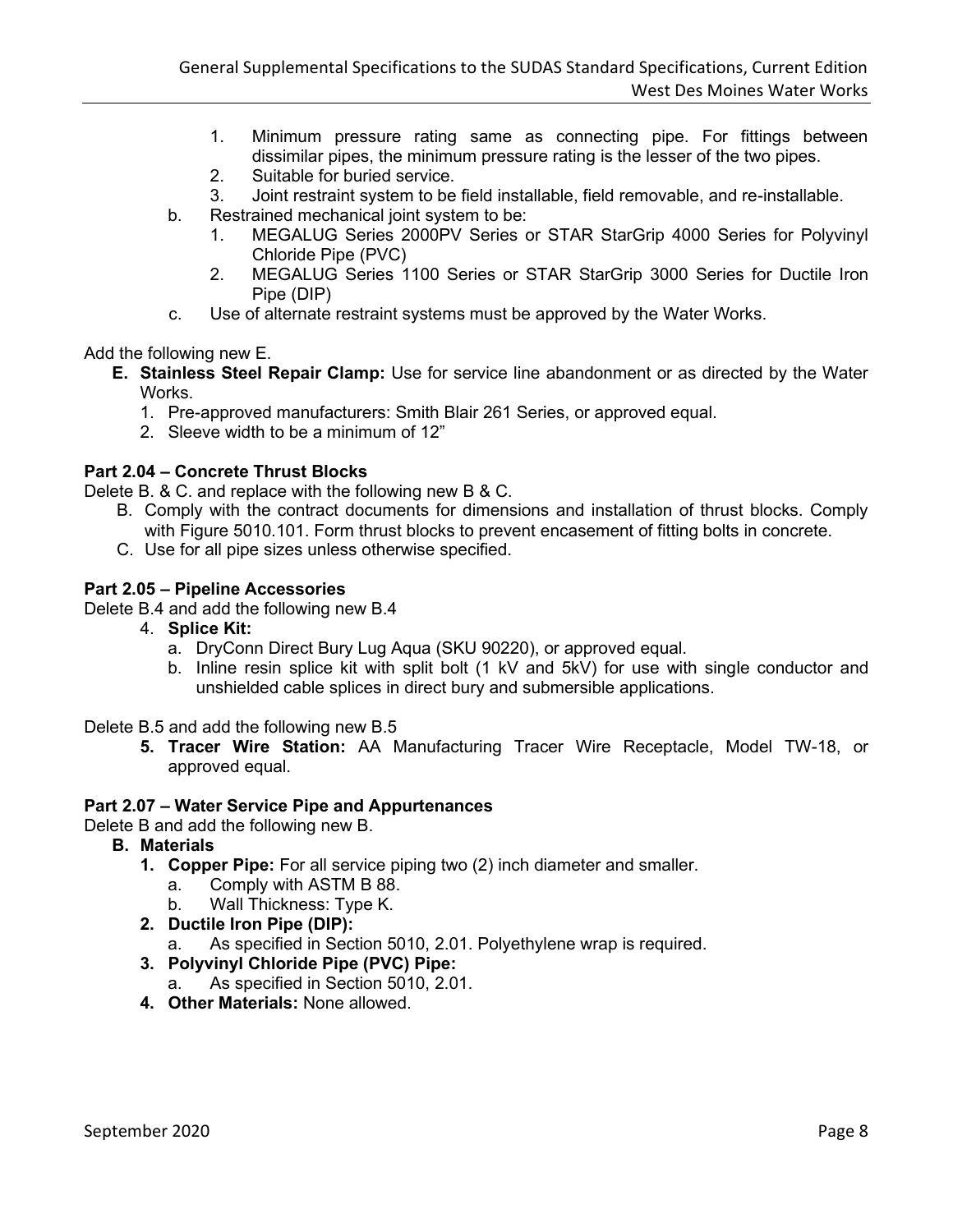1. Minimum pressure rating same as connecting pipe. For fittings between dissimilar pipes, the minimum pressure rating is the lesser of the two pipes.
2. Suitable for buried service.
3. Joint restraint system to be field installable, field removable, and re-installable.

b. Restrained mechanical joint system to be:

1. MEGALUG Series 2000PV Series or STAR StarGrip 4000 Series for Polyvinyl Chloride Pipe (PVC)
2. MEGALUG Series 1100 Series or STAR StarGrip 3000 Series for Ductile Iron Pipe (DIP)

c. Use of alternate restraint systems must be approved by the Water Works.

Add the following new E.

**E. Stainless Steel Repair Clamp:** Use for service line abandonment or as directed by the Water Works.

1. Pre-approved manufacturers: Smith Blair 261 Series, or approved equal.
2. Sleeve width to be a minimum of 12"

**Part 2.04 – Concrete Thrust Blocks**

Delete B. & C. and replace with the following new B & C.

B. Comply with the contract documents for dimensions and installation of thrust blocks. Comply with Figure 5010.101. Form thrust blocks to prevent encasement of fitting bolts in concrete.

C. Use for all pipe sizes unless otherwise specified.

**Part 2.05 – Pipeline Accessories**

Delete B.4 and add the following new B.4

4. **Splice Kit:**
   a. DryConn Direct Bury Lug Aqua (SKU 90220), or approved equal.
   b. Inline resin splice kit with split bolt (1 kV and 5kV) for use with single conductor and unshielded cable splices in direct bury and submersible applications.

Delete B.5 and add the following new B.5

5. **Tracer Wire Station:** AA Manufacturing Tracer Wire Receptacle, Model TW-18, or approved equal.

**Part 2.07 – Water Service Pipe and Appurtenances**

Delete B and add the following new B.

**B. Materials**

1. **Copper Pipe:** For all service piping two (2) inch diameter and smaller.
   a. Comply with ASTM B 88.
   b. Wall Thickness: Type K.
2. **Ductile Iron Pipe (DIP):**
   a. As specified in Section 5010, 2.01. Polyethylene wrap is required.
3. **Polyvinyl Chloride Pipe (PVC) Pipe:**
   a. As specified in Section 5010, 2.01.
4. **Other Materials:** None allowed.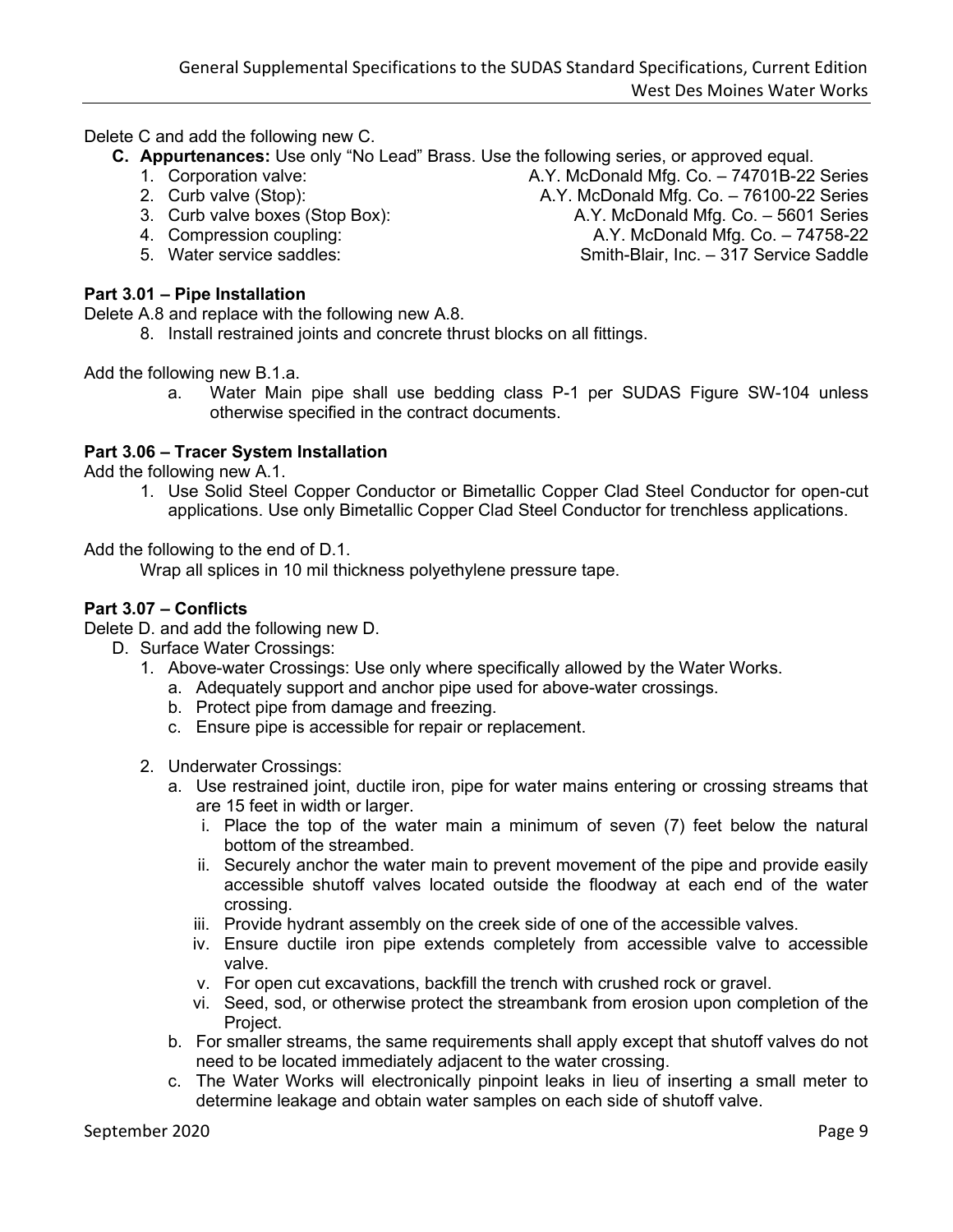Delete C and add the following new C.

- **C. Appurtenances:** Use only "No Lead" Brass. Use the following series, or approved equal.
  1. Corporation valve: A.Y. McDonald Mfg. Co. – 74701B-22 Series
  2. Curb valve (Stop): A.Y. McDonald Mfg. Co. – 76100-22 Series
  3. Curb valve boxes (Stop Box): A.Y. McDonald Mfg. Co. – 5601 Series
  4. Compression coupling: A.Y. McDonald Mfg. Co. – 74758-22
  5. Water service saddles: Smith-Blair, Inc. – 317 Service Saddle

**Part 3.01 – Pipe Installation**

Delete A.8 and replace with the following new A.8.

8. Install restrained joints and concrete thrust blocks on all fittings.

Add the following new B.1.a.

a. Water Main pipe shall use bedding class P-1 per SUDAS Figure SW-104 unless otherwise specified in the contract documents.

**Part 3.06 – Tracer System Installation**

Add the following new A.1.

1. Use Solid Steel Copper Conductor or Bimetallic Copper Clad Steel Conductor for open-cut applications. Use only Bimetallic Copper Clad Steel Conductor for trenchless applications.

Add the following to the end of D.1.

Wrap all splices in 10 mil thickness polyethylene pressure tape.

**Part 3.07 – Conflicts**

Delete D. and add the following new D.

- D. Surface Water Crossings:
  1. Above-water Crossings: Use only where specifically allowed by the Water Works.
     - a. Adequately support and anchor pipe used for above-water crossings.
     - b. Protect pipe from damage and freezing.
     - c. Ensure pipe is accessible for repair or replacement.
  2. Underwater Crossings:
     - a. Use restrained joint, ductile iron, pipe for water mains entering or crossing streams that are 15 feet in width or larger.
       - i. Place the top of the water main a minimum of seven (7) feet below the natural bottom of the streambed.
       - ii. Securely anchor the water main to prevent movement of the pipe and provide easily accessible shutoff valves located outside the floodway at each end of the water crossing.
       - iii. Provide hydrant assembly on the creek side of one of the accessible valves.
       - iv. Ensure ductile iron pipe extends completely from accessible valve to accessible valve.
       - v. For open cut excavations, backfill the trench with crushed rock or gravel.
       - vi. Seed, sod, or otherwise protect the streambank from erosion upon completion of the Project.
     - b. For smaller streams, the same requirements shall apply except that shutoff valves do not need to be located immediately adjacent to the water crossing.
     - c. The Water Works will electronically pinpoint leaks in lieu of inserting a small meter to determine leakage and obtain water samples on each side of shutoff valve.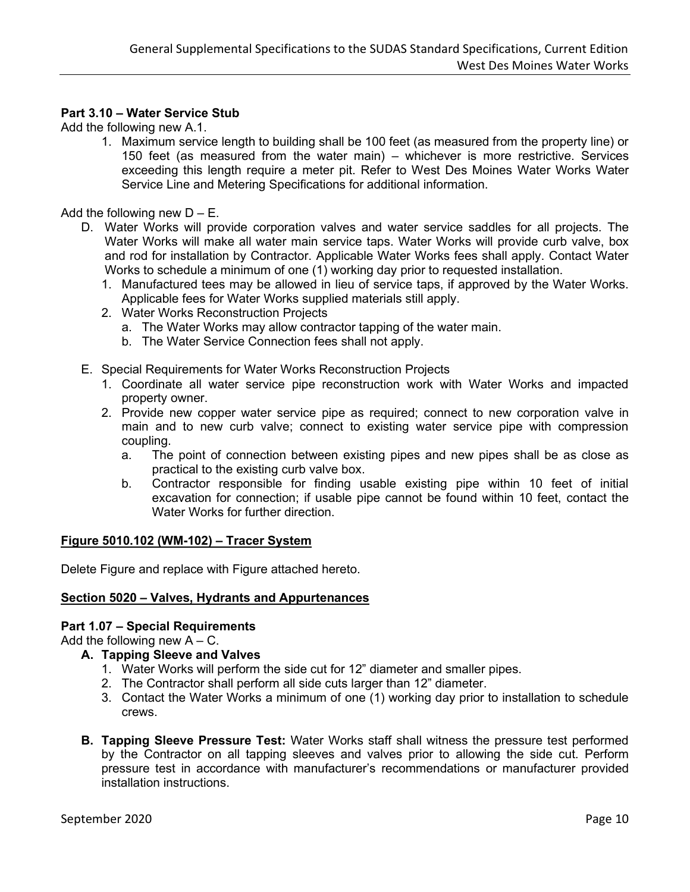**Part 3.10 – Water Service Stub**

Add the following new A.1.

1. Maximum service length to building shall be 100 feet (as measured from the property line) or 150 feet (as measured from the water main) – whichever is more restrictive. Services exceeding this length require a meter pit. Refer to West Des Moines Water Works Water Service Line and Metering Specifications for additional information.

Add the following new D – E.

D. Water Works will provide corporation valves and water service saddles for all projects. The Water Works will make all water main service taps. Water Works will provide curb valve, box and rod for installation by Contractor. Applicable Water Works fees shall apply. Contact Water Works to schedule a minimum of one (1) working day prior to requested installation.
   1. Manufactured tees may be allowed in lieu of service taps, if approved by the Water Works. Applicable fees for Water Works supplied materials still apply.
   2. Water Works Reconstruction Projects
      a. The Water Works may allow contractor tapping of the water main.
      b. The Water Service Connection fees shall not apply.

E. Special Requirements for Water Works Reconstruction Projects
   1. Coordinate all water service pipe reconstruction work with Water Works and impacted property owner.
   2. Provide new copper water service pipe as required; connect to new corporation valve in main and to new curb valve; connect to existing water service pipe with compression coupling.
      a. The point of connection between existing pipes and new pipes shall be as close as practical to the existing curb valve box.
      b. Contractor responsible for finding usable existing pipe within 10 feet of initial excavation for connection; if usable pipe cannot be found within 10 feet, contact the Water Works for further direction.

**Figure 5010.102 (WM-102) – Tracer System**

Delete Figure and replace with Figure attached hereto.

**Section 5020 – Valves, Hydrants and Appurtenances**

**Part 1.07 – Special Requirements**

Add the following new A – C.

**A. Tapping Sleeve and Valves**
   1. Water Works will perform the side cut for 12" diameter and smaller pipes.
   2. The Contractor shall perform all side cuts larger than 12" diameter.
   3. Contact the Water Works a minimum of one (1) working day prior to installation to schedule crews.

**B. Tapping Sleeve Pressure Test:** Water Works staff shall witness the pressure test performed by the Contractor on all tapping sleeves and valves prior to allowing the side cut. Perform pressure test in accordance with manufacturer's recommendations or manufacturer provided installation instructions.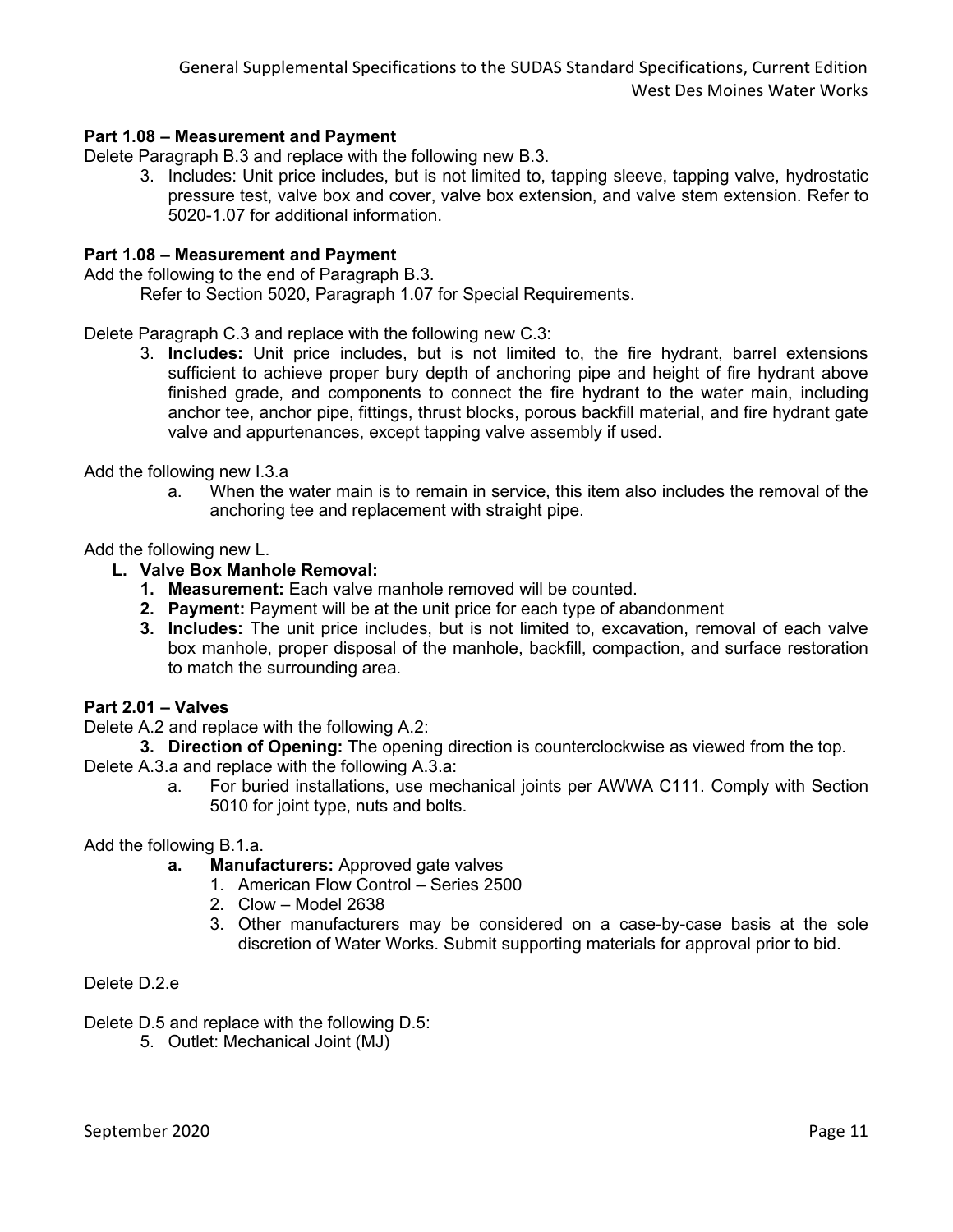**Part 1.08 – Measurement and Payment**

Delete Paragraph B.3 and replace with the following new B.3.

> 3. Includes: Unit price includes, but is not limited to, tapping sleeve, tapping valve, hydrostatic pressure test, valve box and cover, valve box extension, and valve stem extension. Refer to 5020-1.07 for additional information.

**Part 1.08 – Measurement and Payment**

Add the following to the end of Paragraph B.3.

> Refer to Section 5020, Paragraph 1.07 for Special Requirements.

Delete Paragraph C.3 and replace with the following new C.3:

> 3. **Includes:** Unit price includes, but is not limited to, the fire hydrant, barrel extensions sufficient to achieve proper bury depth of anchoring pipe and height of fire hydrant above finished grade, and components to connect the fire hydrant to the water main, including anchor tee, anchor pipe, fittings, thrust blocks, porous backfill material, and fire hydrant gate valve and appurtenances, except tapping valve assembly if used.

Add the following new I.3.a

> a. When the water main is to remain in service, this item also includes the removal of the anchoring tee and replacement with straight pipe.

Add the following new L.

- **L. Valve Box Manhole Removal:**
  1. **Measurement:** Each valve manhole removed will be counted.
  2. **Payment:** Payment will be at the unit price for each type of abandonment
  3. **Includes:** The unit price includes, but is not limited to, excavation, removal of each valve box manhole, proper disposal of the manhole, backfill, compaction, and surface restoration to match the surrounding area.

**Part 2.01 – Valves**

Delete A.2 and replace with the following A.2:

> 3. **Direction of Opening:** The opening direction is counterclockwise as viewed from the top.

Delete A.3.a and replace with the following A.3.a:

> a. For buried installations, use mechanical joints per AWWA C111. Comply with Section 5010 for joint type, nuts and bolts.

Add the following B.1.a.

- **a. Manufacturers:** Approved gate valves
  1. American Flow Control – Series 2500
  2. Clow – Model 2638
  3. Other manufacturers may be considered on a case-by-case basis at the sole discretion of Water Works. Submit supporting materials for approval prior to bid.

Delete D.2.e

Delete D.5 and replace with the following D.5:

> 5. Outlet: Mechanical Joint (MJ)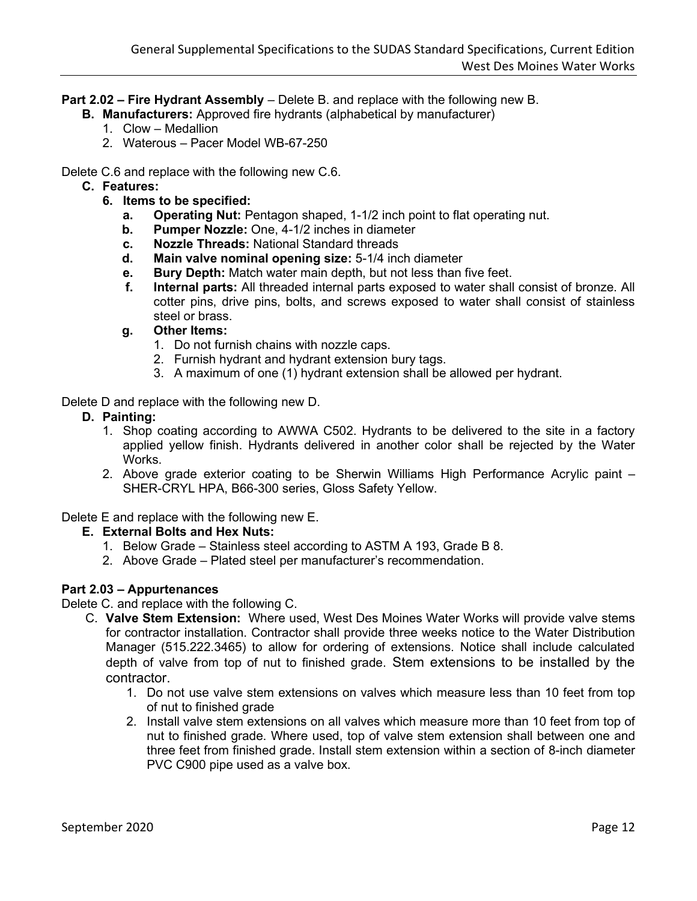**Part 2.02 – Fire Hydrant Assembly** – Delete B. and replace with the following new B.

**B. Manufacturers:** Approved fire hydrants (alphabetical by manufacturer)

1. Clow – Medallion
2. Waterous – Pacer Model WB-67-250

Delete C.6 and replace with the following new C.6.

**C. Features:**

**6. Items to be specified:**

- **a. Operating Nut:** Pentagon shaped, 1-1/2 inch point to flat operating nut.
- **b. Pumper Nozzle:** One, 4-1/2 inches in diameter
- **c. Nozzle Threads:** National Standard threads
- **d. Main valve nominal opening size:** 5-1/4 inch diameter
- **e. Bury Depth:** Match water main depth, but not less than five feet.
- **f. Internal parts:** All threaded internal parts exposed to water shall consist of bronze. All cotter pins, drive pins, bolts, and screws exposed to water shall consist of stainless steel or brass.
- **g. Other Items:**
  1. Do not furnish chains with nozzle caps.
  2. Furnish hydrant and hydrant extension bury tags.
  3. A maximum of one (1) hydrant extension shall be allowed per hydrant.

Delete D and replace with the following new D.

**D. Painting:**

1. Shop coating according to AWWA C502. Hydrants to be delivered to the site in a factory applied yellow finish. Hydrants delivered in another color shall be rejected by the Water Works.
2. Above grade exterior coating to be Sherwin Williams High Performance Acrylic paint – SHER-CRYL HPA, B66-300 series, Gloss Safety Yellow.

Delete E and replace with the following new E.

**E. External Bolts and Hex Nuts:**

1. Below Grade – Stainless steel according to ASTM A 193, Grade B 8.
2. Above Grade – Plated steel per manufacturer's recommendation.

**Part 2.03 – Appurtenances**

Delete C. and replace with the following C.

C. **Valve Stem Extension:** Where used, West Des Moines Water Works will provide valve stems for contractor installation. Contractor shall provide three weeks notice to the Water Distribution Manager (515.222.3465) to allow for ordering of extensions. Notice shall include calculated depth of valve from top of nut to finished grade. Stem extensions to be installed by the contractor.

1. Do not use valve stem extensions on valves which measure less than 10 feet from top of nut to finished grade
2. Install valve stem extensions on all valves which measure more than 10 feet from top of nut to finished grade. Where used, top of valve stem extension shall between one and three feet from finished grade. Install stem extension within a section of 8-inch diameter PVC C900 pipe used as a valve box.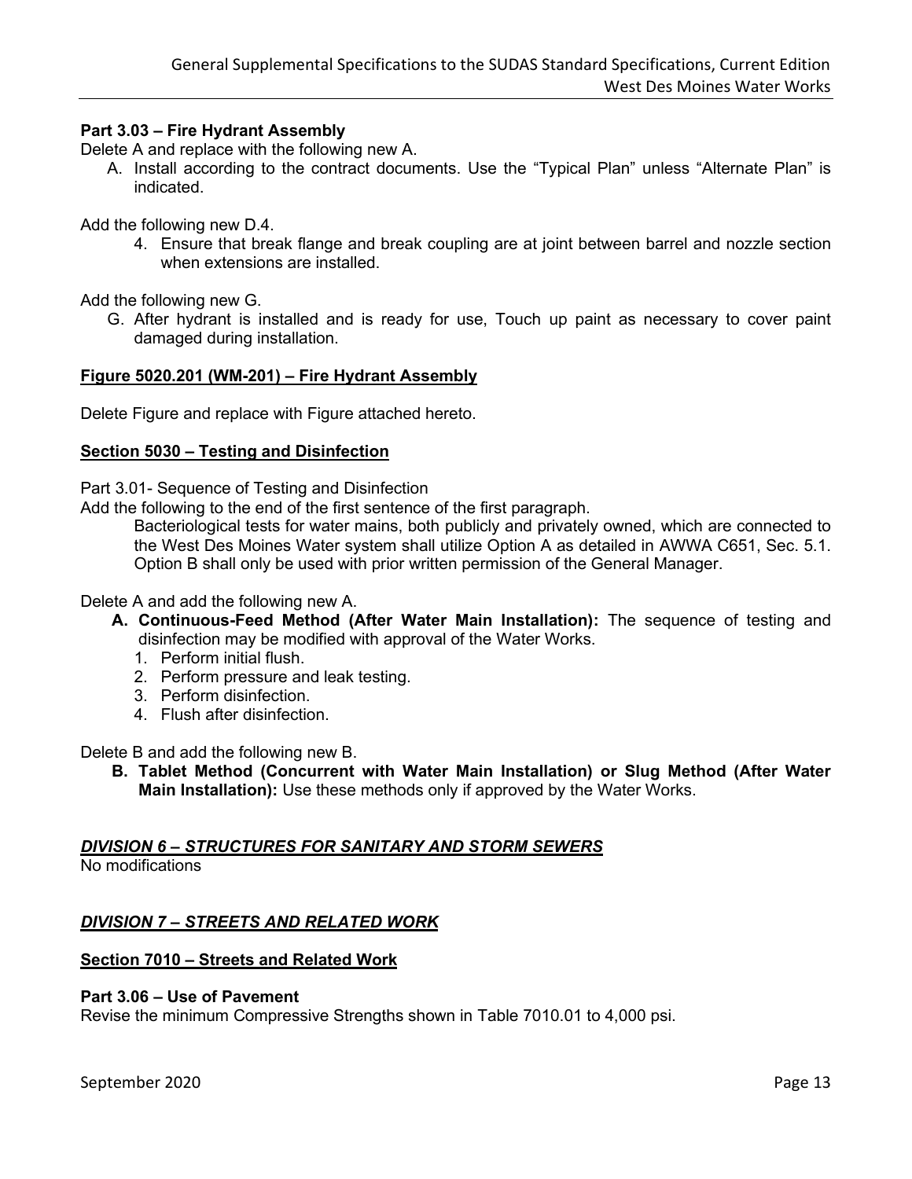**Part 3.03 – Fire Hydrant Assembly**

Delete A and replace with the following new A.

A. Install according to the contract documents. Use the “Typical Plan” unless “Alternate Plan” is indicated.

Add the following new D.4.

4. Ensure that break flange and break coupling are at joint between barrel and nozzle section when extensions are installed.

Add the following new G.

G. After hydrant is installed and is ready for use, Touch up paint as necessary to cover paint damaged during installation.

**Figure 5020.201 (WM-201) – Fire Hydrant Assembly**

Delete Figure and replace with Figure attached hereto.

**Section 5030 – Testing and Disinfection**

Part 3.01- Sequence of Testing and Disinfection

Add the following to the end of the first sentence of the first paragraph.

Bacteriological tests for water mains, both publicly and privately owned, which are connected to the West Des Moines Water system shall utilize Option A as detailed in AWWA C651, Sec. 5.1. Option B shall only be used with prior written permission of the General Manager.

Delete A and add the following new A.

**A. Continuous-Feed Method (After Water Main Installation):** The sequence of testing and disinfection may be modified with approval of the Water Works.

1. Perform initial flush.
2. Perform pressure and leak testing.
3. Perform disinfection.
4. Flush after disinfection.

Delete B and add the following new B.

**B. Tablet Method (Concurrent with Water Main Installation) or Slug Method (After Water Main Installation):** Use these methods only if approved by the Water Works.

***DIVISION 6 – STRUCTURES FOR SANITARY AND STORM SEWERS***

No modifications

***DIVISION 7 – STREETS AND RELATED WORK***

**Section 7010 – Streets and Related Work**

**Part 3.06 – Use of Pavement**

Revise the minimum Compressive Strengths shown in Table 7010.01 to 4,000 psi.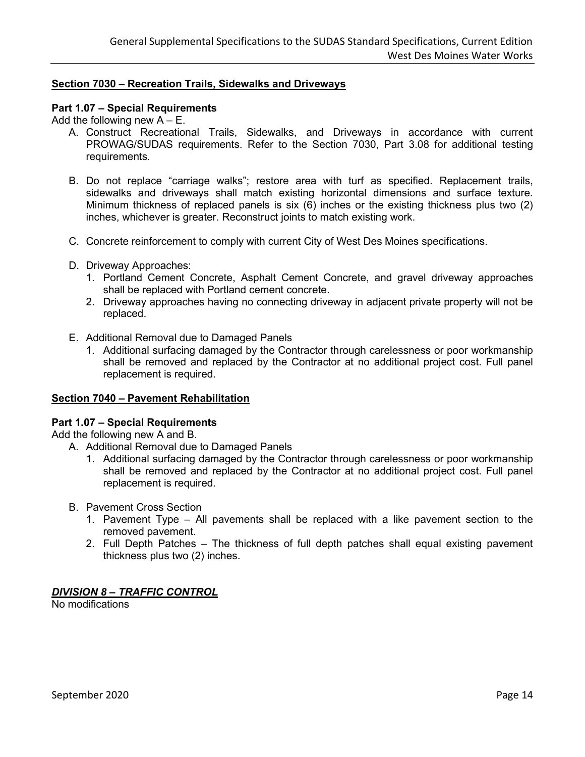**Section 7030 – Recreation Trails, Sidewalks and Driveways**

**Part 1.07 – Special Requirements**

Add the following new A – E.

A. Construct Recreational Trails, Sidewalks, and Driveways in accordance with current PROWAG/SUDAS requirements. Refer to the Section 7030, Part 3.08 for additional testing requirements.

B. Do not replace “carriage walks”; restore area with turf as specified. Replacement trails, sidewalks and driveways shall match existing horizontal dimensions and surface texture. Minimum thickness of replaced panels is six (6) inches or the existing thickness plus two (2) inches, whichever is greater. Reconstruct joints to match existing work.

C. Concrete reinforcement to comply with current City of West Des Moines specifications.

D. Driveway Approaches:
   1. Portland Cement Concrete, Asphalt Cement Concrete, and gravel driveway approaches shall be replaced with Portland cement concrete.
   2. Driveway approaches having no connecting driveway in adjacent private property will not be replaced.

E. Additional Removal due to Damaged Panels
   1. Additional surfacing damaged by the Contractor through carelessness or poor workmanship shall be removed and replaced by the Contractor at no additional project cost. Full panel replacement is required.

**Section 7040 – Pavement Rehabilitation**

**Part 1.07 – Special Requirements**

Add the following new A and B.

A. Additional Removal due to Damaged Panels
   1. Additional surfacing damaged by the Contractor through carelessness or poor workmanship shall be removed and replaced by the Contractor at no additional project cost. Full panel replacement is required.

B. Pavement Cross Section
   1. Pavement Type – All pavements shall be replaced with a like pavement section to the removed pavement.
   2. Full Depth Patches – The thickness of full depth patches shall equal existing pavement thickness plus two (2) inches.

***DIVISION 8 – TRAFFIC CONTROL***

No modifications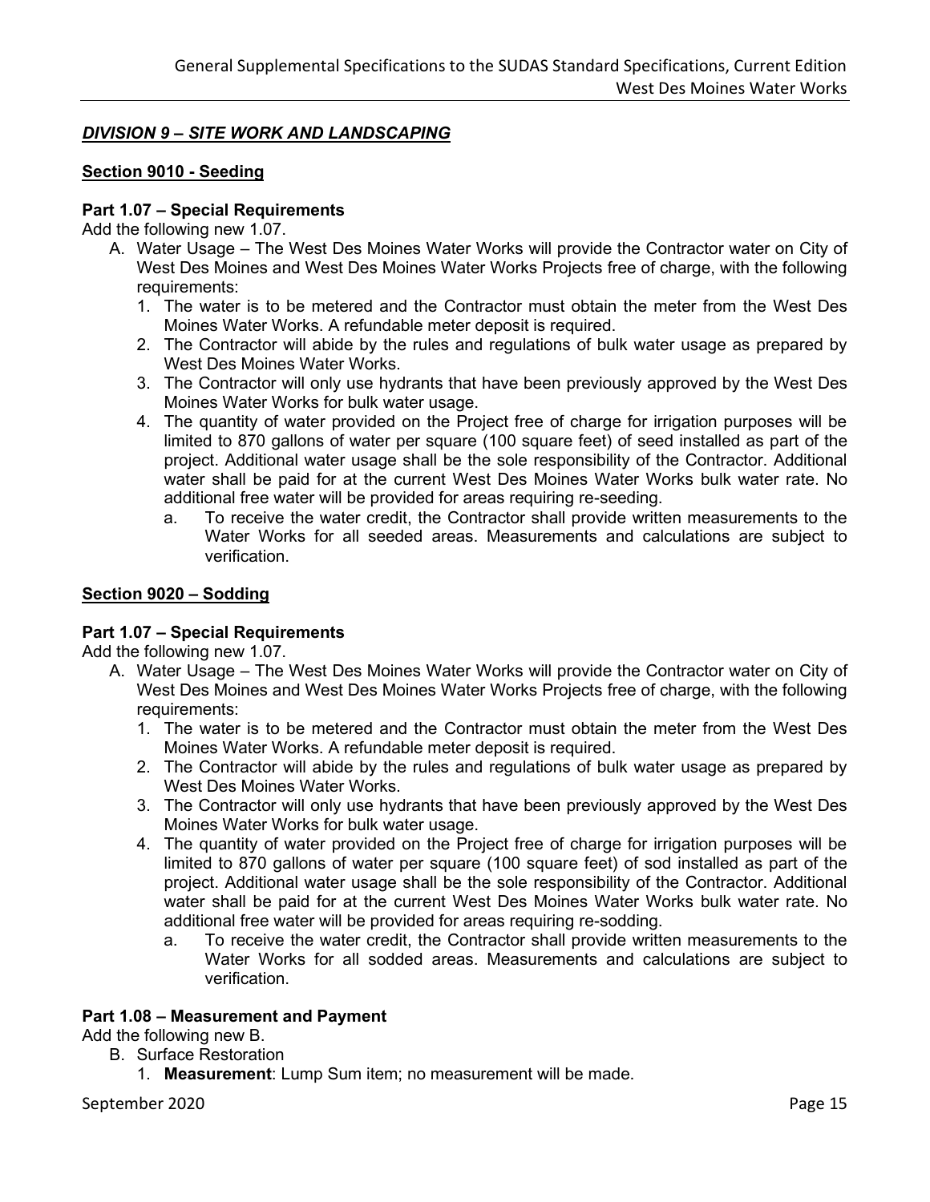## *DIVISION 9 – SITE WORK AND LANDSCAPING*

### Section 9010 - Seeding

**Part 1.07 – Special Requirements**

Add the following new 1.07.

A. Water Usage – The West Des Moines Water Works will provide the Contractor water on City of West Des Moines and West Des Moines Water Works Projects free of charge, with the following requirements:

  1. The water is to be metered and the Contractor must obtain the meter from the West Des Moines Water Works. A refundable meter deposit is required.
  2. The Contractor will abide by the rules and regulations of bulk water usage as prepared by West Des Moines Water Works.
  3. The Contractor will only use hydrants that have been previously approved by the West Des Moines Water Works for bulk water usage.
  4. The quantity of water provided on the Project free of charge for irrigation purposes will be limited to 870 gallons of water per square (100 square feet) of seed installed as part of the project. Additional water usage shall be the sole responsibility of the Contractor. Additional water shall be paid for at the current West Des Moines Water Works bulk water rate. No additional free water will be provided for areas requiring re-seeding.
     a. To receive the water credit, the Contractor shall provide written measurements to the Water Works for all seeded areas. Measurements and calculations are subject to verification.

### Section 9020 – Sodding

**Part 1.07 – Special Requirements**

Add the following new 1.07.

A. Water Usage – The West Des Moines Water Works will provide the Contractor water on City of West Des Moines and West Des Moines Water Works Projects free of charge, with the following requirements:

  1. The water is to be metered and the Contractor must obtain the meter from the West Des Moines Water Works. A refundable meter deposit is required.
  2. The Contractor will abide by the rules and regulations of bulk water usage as prepared by West Des Moines Water Works.
  3. The Contractor will only use hydrants that have been previously approved by the West Des Moines Water Works for bulk water usage.
  4. The quantity of water provided on the Project free of charge for irrigation purposes will be limited to 870 gallons of water per square (100 square feet) of sod installed as part of the project. Additional water usage shall be the sole responsibility of the Contractor. Additional water shall be paid for at the current West Des Moines Water Works bulk water rate. No additional free water will be provided for areas requiring re-sodding.
     a. To receive the water credit, the Contractor shall provide written measurements to the Water Works for all sodded areas. Measurements and calculations are subject to verification.

**Part 1.08 – Measurement and Payment**

Add the following new B.

B. Surface Restoration

  1. **Measurement**: Lump Sum item; no measurement will be made.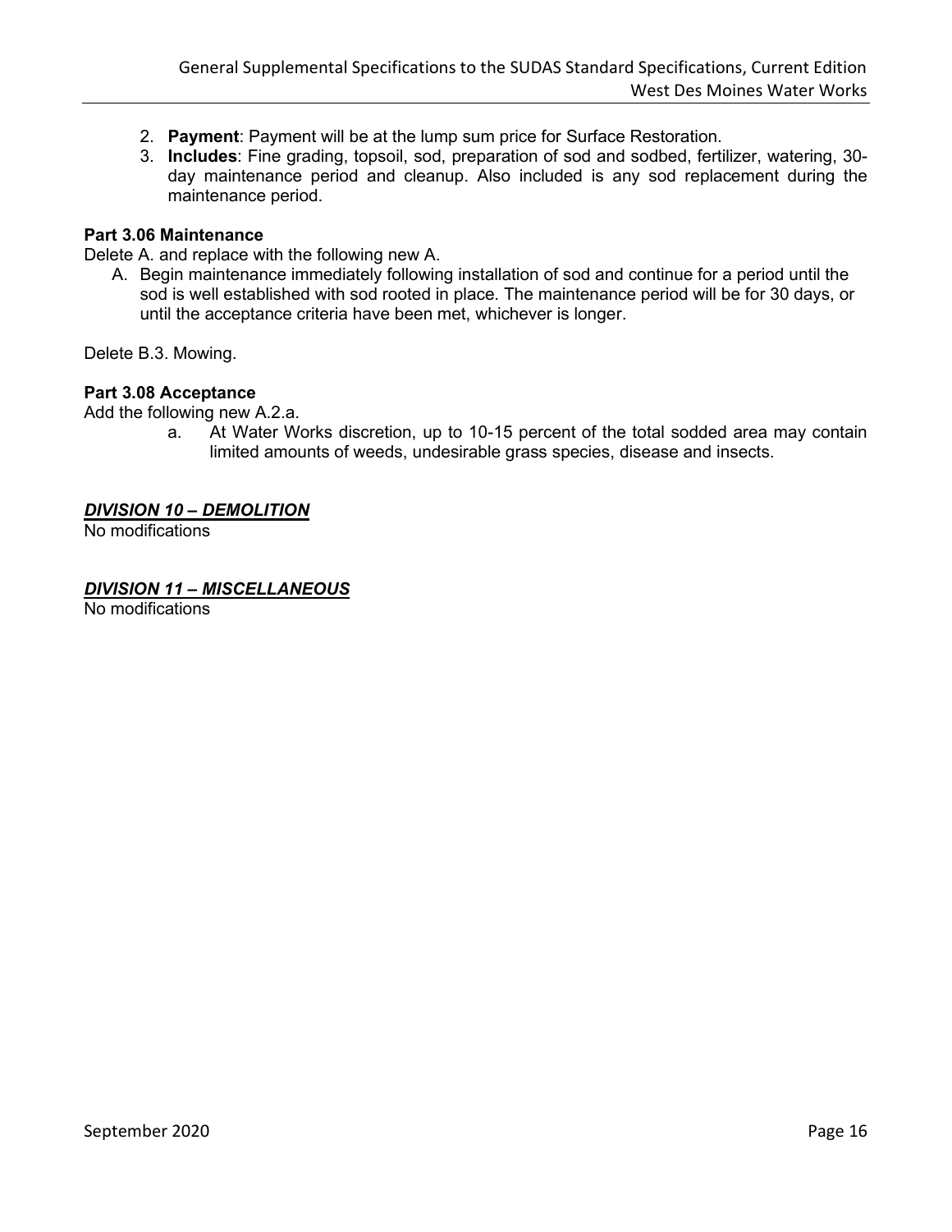2. **Payment**: Payment will be at the lump sum price for Surface Restoration.
3. **Includes**: Fine grading, topsoil, sod, preparation of sod and sodbed, fertilizer, watering, 30-day maintenance period and cleanup. Also included is any sod replacement during the maintenance period.

**Part 3.06 Maintenance**

Delete A. and replace with the following new A.

A. Begin maintenance immediately following installation of sod and continue for a period until the sod is well established with sod rooted in place. The maintenance period will be for 30 days, or until the acceptance criteria have been met, whichever is longer.

Delete B.3. Mowing.

**Part 3.08 Acceptance**

Add the following new A.2.a.

a. At Water Works discretion, up to 10-15 percent of the total sodded area may contain limited amounts of weeds, undesirable grass species, disease and insects.

## ***DIVISION 10 – DEMOLITION***

No modifications

## ***DIVISION 11 – MISCELLANEOUS***

No modifications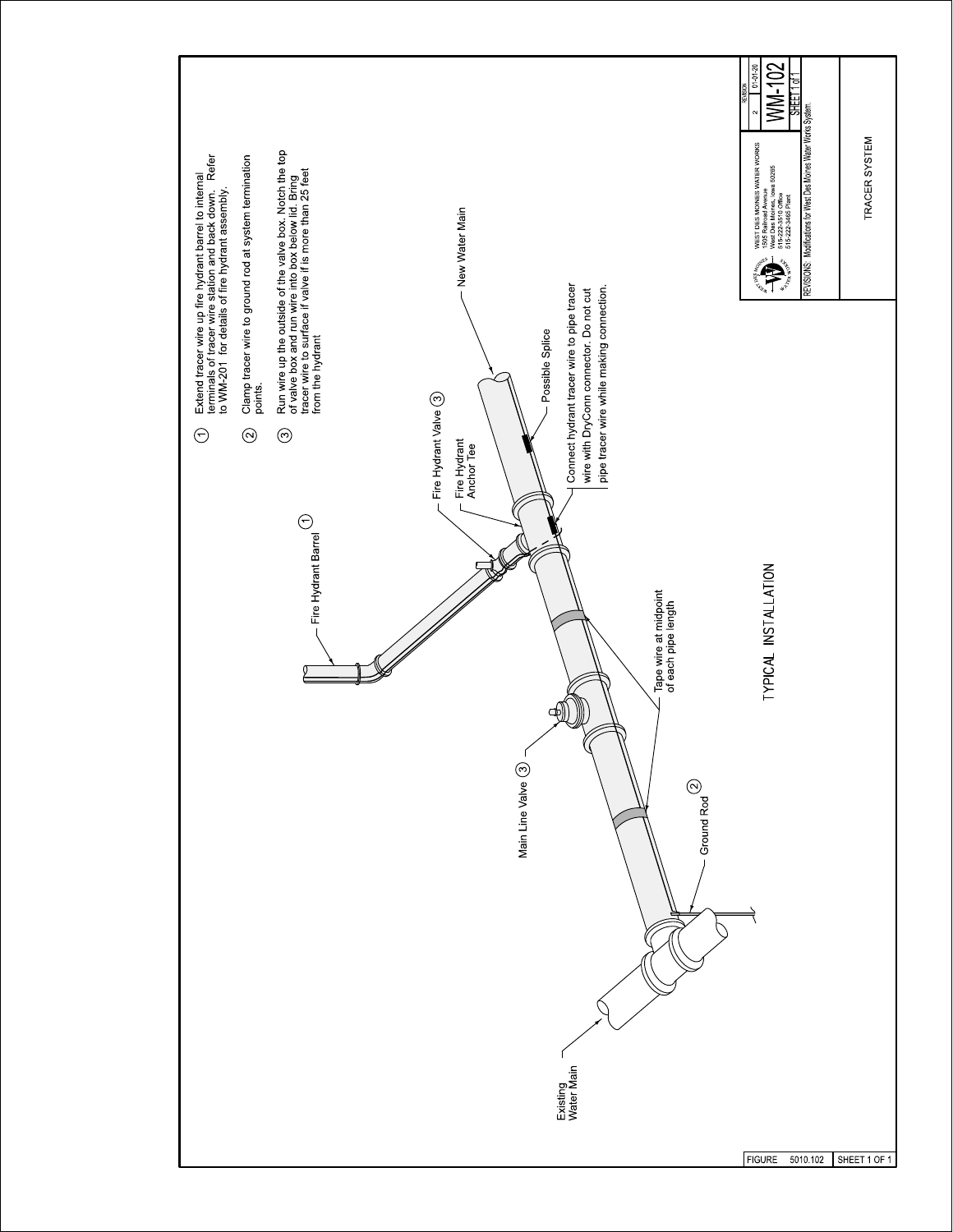1. Extend tracer wire up fire hydrant barrel to internal terminals of tracer wire station and back down. Refer to WM-201 for details of fire hydrant assembly.
2. Clamp tracer wire to ground rod at system termination points.
3. Run wire up the outside of the valve box. Notch the top of valve box and run wire into box below lid. Bring tracer wire to surface if valve if is more than 25 feet from the hydrant

Fire Hydrant Barrel (1)

Fire Hydrant Valve (3)

Fire Hydrant Anchor Tee

New Water Main

Possible Splice

Connect hydrant tracer wire to pipe tracer wire with DryConn connector. Do not cut pipe tracer wire while making connection.

Tape wire at midpoint of each pipe length

Main Line Valve (3)

Ground Rod (2)

Existing Water Main

## TYPICAL INSTALLATION

WEST DES MOINES WATER WORKS
1505 Railroad Avenue
West Des Moines, Iowa 50265
515-222-3510 Office
515-222-3465 Plant

| REVISION | |
|---|---|
| 2 | 01-01-20 |

WM-102

SHEET 1 of 1

REVISIONS: Modifications for West Des Moines Water Works System.

TRACER SYSTEM

FIGURE 5010.102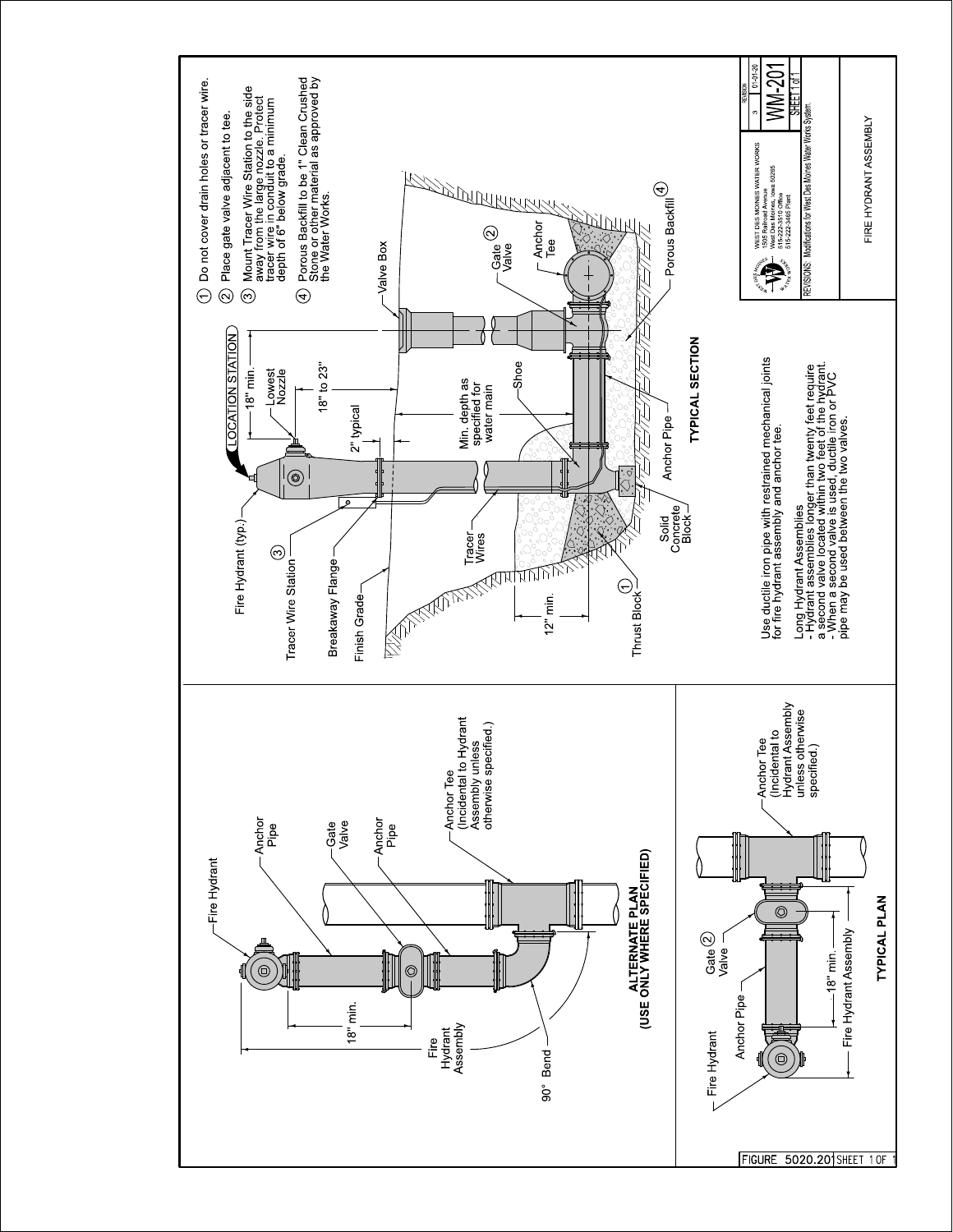# FIRE HYDRANT ASSEMBLY

1. Do not cover drain holes or tracer wire.
2. Place gate valve adjacent to tee.
3. Mount Tracer Wire Station to the side away from the large nozzle. Protect tracer wire in conduit to a minimum depth of 6" below grade.
4. Porous Backfill to be 1" Clean Crushed Stone or other material as approved by the Water Works.

## TYPICAL SECTION

Fire Hydrant (typ.)
LOCATION STATION
18" min.
Lowest Nozzle
18" to 23"
2" typical
Tracer Wire Station ③
Breakaway Flange
Finish Grade
Valve Box
Min. depth as specified for water main
Shoe
Gate Valve ②
Anchor Tee
Tracer Wires
12" min.
Thrust Block ①
Solid Concrete Block
Anchor Pipe
Porous Backfill ④

Use ductile iron pipe with restrained mechanical joints for fire hydrant assembly and anchor tee.

Long Hydrant Assemblies
- Hydrant assemblies longer than twenty feet require a second valve located within two feet of the hydrant.
- When a second valve is used, ductile iron or PVC pipe may be used between the two valves.

## ALTERNATE PLAN (USE ONLY WHERE SPECIFIED)

Fire Hydrant
Anchor Pipe
Gate Valve
Anchor Pipe
Anchor Tee (Incidental to Hydrant Assembly unless otherwise specified.)
18" min.
Fire Hydrant Assembly
90° Bend

## TYPICAL PLAN

Fire Hydrant
Anchor Pipe
Gate Valve ②
Anchor Tee (Incidental to Hydrant Assembly unless otherwise specified.)
18" min.
Fire Hydrant Assembly

WEST DES MOINES WATER WORKS
1505 Railroad Avenue
West Des Moines, Iowa 50265
515-222-3510 Office
515-222-3465 Plant

REVISION: 3 01-01-20

WM-201

SHEET 1 of 1

REVISIONS: Modifications for West Des Moines Water Works System.

FIGURE 5020.201 SHEET 1 OF 1